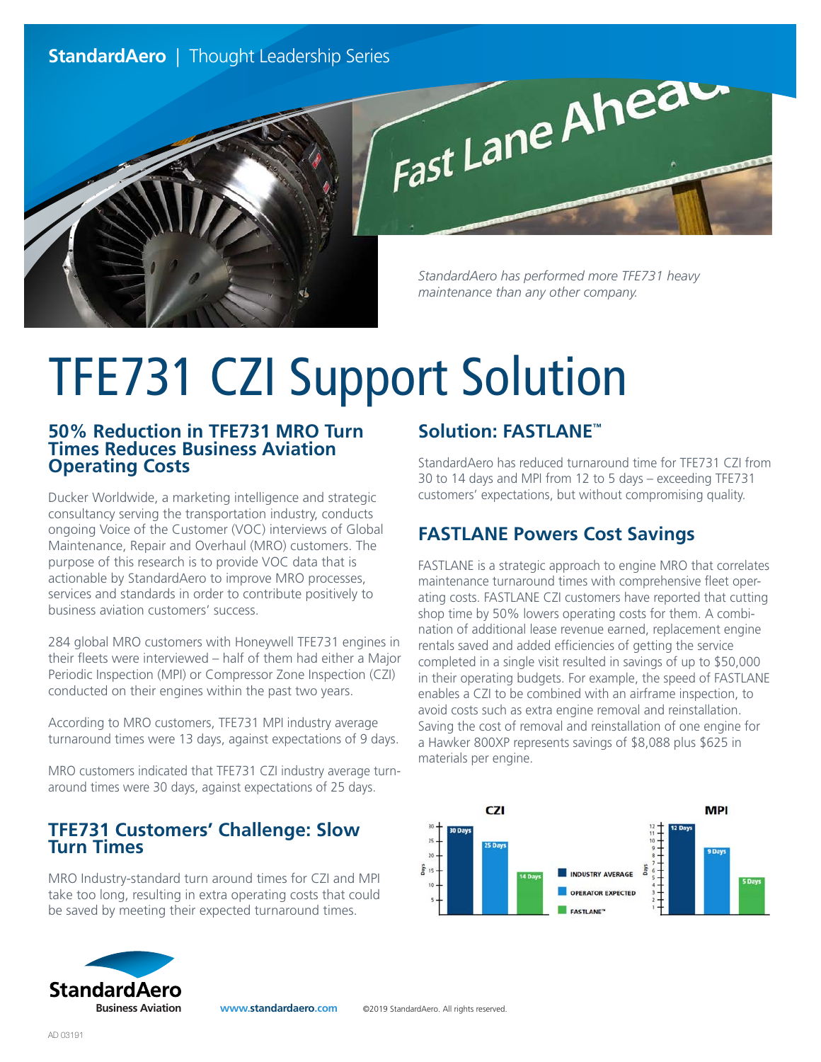**StandardAero** | Thought Leadership Series

*StandardAero has performed more TFE731 heavy maintenance than any other company.*

# TFE731 CZI Support Solution

## 50% Reduction in TFE731 MRO Turn Times Reduces Business Aviation Operating Costs

Ducker Worldwide, a marketing intelligence and strategic consultancy serving the transportation industry, conducts ongoing Voice of the Customer (VOC) interviews of Global Maintenance, Repair and Overhaul (MRO) customers. The purpose of this research is to provide VOC data that is actionable by StandardAero to improve MRO processes, services and standards in order to contribute positively to business aviation customers' success.

284 global MRO customers with Honeywell TFE731 engines in their fleets were interviewed – half of them had either a Major Periodic Inspection (MPI) or Compressor Zone Inspection (CZI) conducted on their engines within the past two years.

According to MRO customers, TFE731 MPI industry average turnaround times were 13 days, against expectations of 9 days.

MRO customers indicated that TFE731 CZI industry average turnaround times were 30 days, against expectations of 25 days.

## TFE731 Customers' Challenge: Slow Turn Times

MRO Industry-standard turn around times for CZI and MPI take too long, resulting in extra operating costs that could be saved by meeting their expected turnaround times.

## Solution: FASTLANE™

StandardAero has reduced turnaround time for TFE731 CZI from 30 to 14 days and MPI from 12 to 5 days – exceeding TFE731 customers' expectations, but without compromising quality.

## FASTLANE Powers Cost Savings

FASTLANE is a strategic approach to engine MRO that correlates maintenance turnaround times with comprehensive fleet operating costs. FASTLANE CZI customers have reported that cutting shop time by 50% lowers operating costs for them. A combination of additional lease revenue earned, replacement engine rentals saved and added efficiencies of getting the service completed in a single visit resulted in savings of up to $50,000 in their operating budgets. For example, the speed of FASTLANE enables a CZI to be combined with an airframe inspection, to avoid costs such as extra engine removal and reinstallation. Saving the cost of removal and reinstallation of one engine for a Hawker 800XP represents savings of $8,088 plus $625 in materials per engine.

| | CZI (Days) | MPI (Days) |
|---|---|---|
| Industry Average | 30 Days | 12 Days |
| Operator Expected | 25 Days | 9 Days |
| FASTLANE™ | 14 Days | 5 Days |

**StandardAero** Business Aviation

www.standardaero.com ©2019 StandardAero. All rights reserved.

AD 03191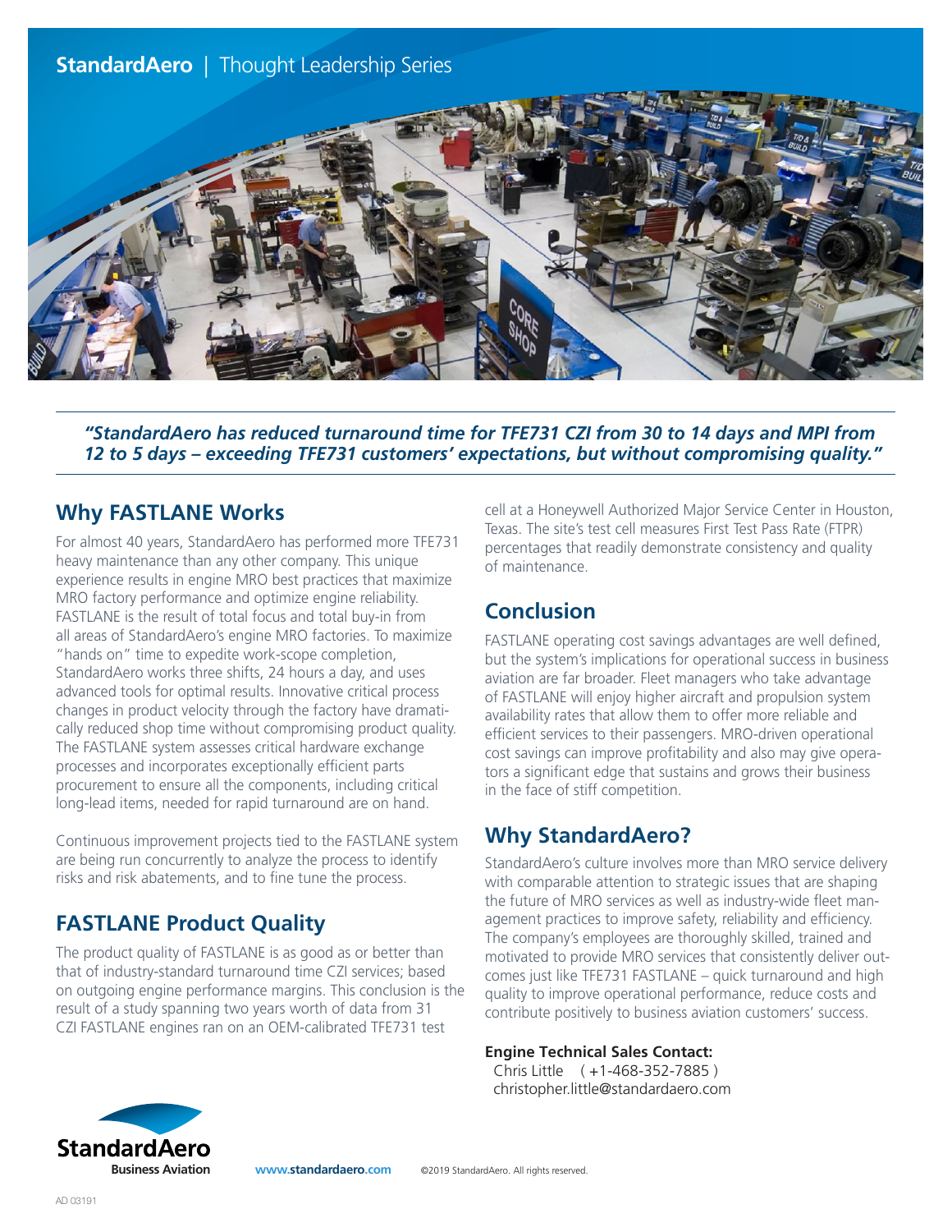StandardAero | Thought Leadership Series

***"StandardAero has reduced turnaround time for TFE731 CZI from 30 to 14 days and MPI from 12 to 5 days – exceeding TFE731 customers' expectations, but without compromising quality."***

## Why FASTLANE Works

For almost 40 years, StandardAero has performed more TFE731 heavy maintenance than any other company. This unique experience results in engine MRO best practices that maximize MRO factory performance and optimize engine reliability. FASTLANE is the result of total focus and total buy-in from all areas of StandardAero's engine MRO factories. To maximize "hands on" time to expedite work-scope completion, StandardAero works three shifts, 24 hours a day, and uses advanced tools for optimal results. Innovative critical process changes in product velocity through the factory have dramatically reduced shop time without compromising product quality. The FASTLANE system assesses critical hardware exchange processes and incorporates exceptionally efficient parts procurement to ensure all the components, including critical long-lead items, needed for rapid turnaround are on hand.

Continuous improvement projects tied to the FASTLANE system are being run concurrently to analyze the process to identify risks and risk abatements, and to fine tune the process.

## FASTLANE Product Quality

The product quality of FASTLANE is as good as or better than that of industry-standard turnaround time CZI services; based on outgoing engine performance margins. This conclusion is the result of a study spanning two years worth of data from 31 CZI FASTLANE engines ran on an OEM-calibrated TFE731 test cell at a Honeywell Authorized Major Service Center in Houston, Texas. The site's test cell measures First Test Pass Rate (FTPR) percentages that readily demonstrate consistency and quality of maintenance.

## Conclusion

FASTLANE operating cost savings advantages are well defined, but the system's implications for operational success in business aviation are far broader. Fleet managers who take advantage of FASTLANE will enjoy higher aircraft and propulsion system availability rates that allow them to offer more reliable and efficient services to their passengers. MRO-driven operational cost savings can improve profitability and also may give operators a significant edge that sustains and grows their business in the face of stiff competition.

## Why StandardAero?

StandardAero's culture involves more than MRO service delivery with comparable attention to strategic issues that are shaping the future of MRO services as well as industry-wide fleet management practices to improve safety, reliability and efficiency. The company's employees are thoroughly skilled, trained and motivated to provide MRO services that consistently deliver outcomes just like TFE731 FASTLANE – quick turnaround and high quality to improve operational performance, reduce costs and contribute positively to business aviation customers' success.

**Engine Technical Sales Contact:**
Chris Little ( +1-468-352-7885 )
christopher.little@standardaero.com

StandardAero Business Aviation

www.standardaero.com

©2019 StandardAero. All rights reserved.

AD 03191